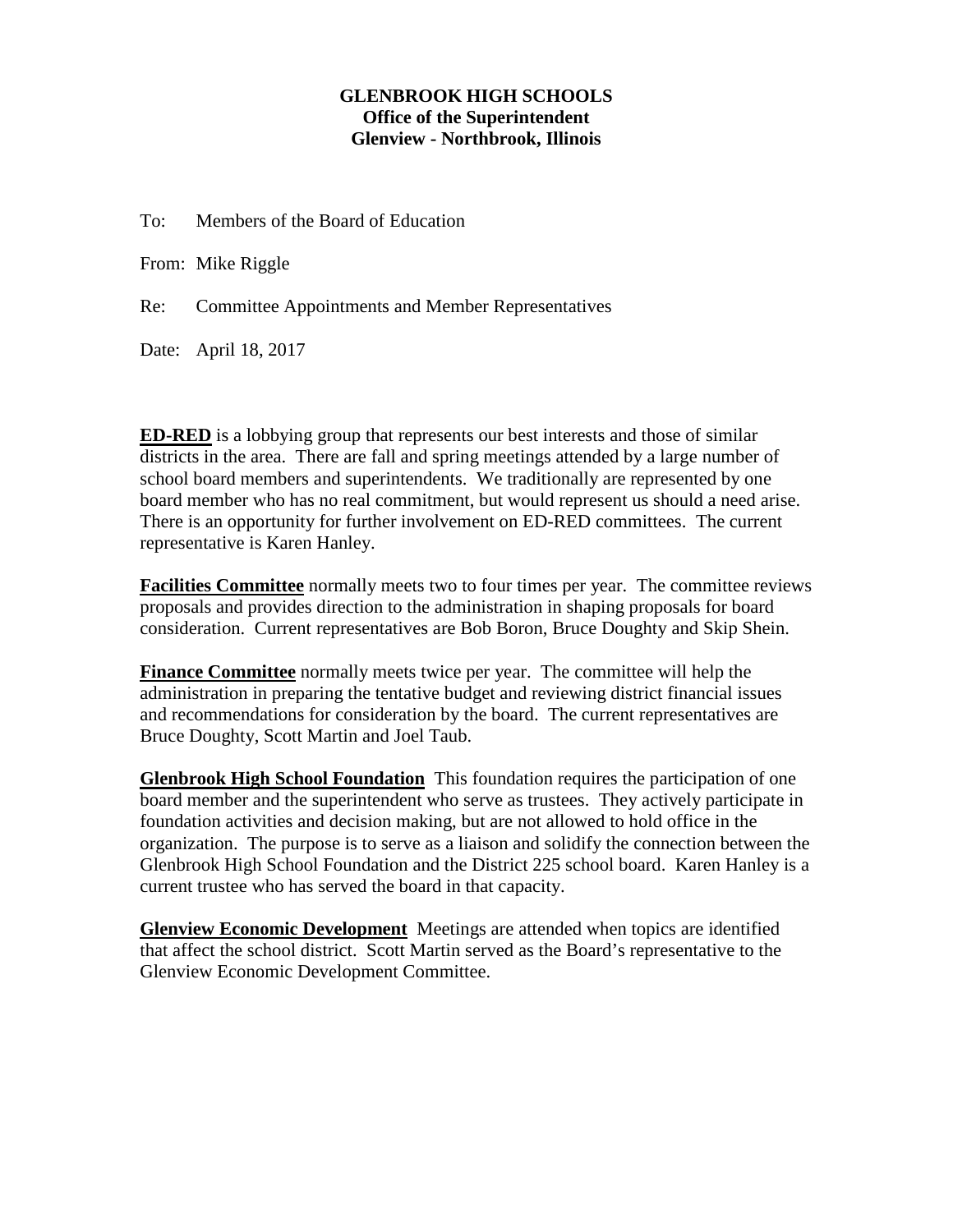**GLENBROOK HIGH SCHOOLS**
**Office of the Superintendent**
**Glenview - Northbrook, Illinois**

To: Members of the Board of Education

From: Mike Riggle

Re: Committee Appointments and Member Representatives

Date: April 18, 2017

**ED-RED** is a lobbying group that represents our best interests and those of similar districts in the area. There are fall and spring meetings attended by a large number of school board members and superintendents. We traditionally are represented by one board member who has no real commitment, but would represent us should a need arise. There is an opportunity for further involvement on ED-RED committees. The current representative is Karen Hanley.

**Facilities Committee** normally meets two to four times per year. The committee reviews proposals and provides direction to the administration in shaping proposals for board consideration. Current representatives are Bob Boron, Bruce Doughty and Skip Shein.

**Finance Committee** normally meets twice per year. The committee will help the administration in preparing the tentative budget and reviewing district financial issues and recommendations for consideration by the board. The current representatives are Bruce Doughty, Scott Martin and Joel Taub.

**Glenbrook High School Foundation** This foundation requires the participation of one board member and the superintendent who serve as trustees. They actively participate in foundation activities and decision making, but are not allowed to hold office in the organization. The purpose is to serve as a liaison and solidify the connection between the Glenbrook High School Foundation and the District 225 school board. Karen Hanley is a current trustee who has served the board in that capacity.

**Glenview Economic Development** Meetings are attended when topics are identified that affect the school district. Scott Martin served as the Board's representative to the Glenview Economic Development Committee.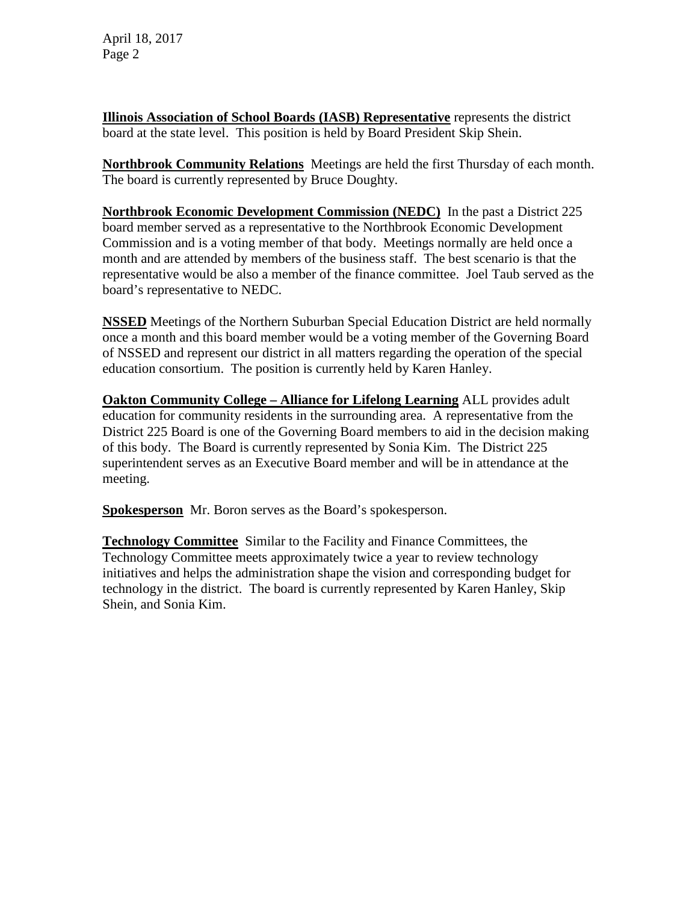**<u>Illinois Association of School Boards (IASB) Representative</u>** represents the district board at the state level. This position is held by Board President Skip Shein.

**<u>Northbrook Community Relations</u>** Meetings are held the first Thursday of each month. The board is currently represented by Bruce Doughty.

**<u>Northbrook Economic Development Commission (NEDC)</u>** In the past a District 225 board member served as a representative to the Northbrook Economic Development Commission and is a voting member of that body. Meetings normally are held once a month and are attended by members of the business staff. The best scenario is that the representative would be also a member of the finance committee. Joel Taub served as the board's representative to NEDC.

**<u>NSSED</u>** Meetings of the Northern Suburban Special Education District are held normally once a month and this board member would be a voting member of the Governing Board of NSSED and represent our district in all matters regarding the operation of the special education consortium. The position is currently held by Karen Hanley.

**<u>Oakton Community College – Alliance for Lifelong Learning</u>** ALL provides adult education for community residents in the surrounding area. A representative from the District 225 Board is one of the Governing Board members to aid in the decision making of this body. The Board is currently represented by Sonia Kim. The District 225 superintendent serves as an Executive Board member and will be in attendance at the meeting.

**<u>Spokesperson</u>** Mr. Boron serves as the Board's spokesperson.

**<u>Technology Committee</u>** Similar to the Facility and Finance Committees, the Technology Committee meets approximately twice a year to review technology initiatives and helps the administration shape the vision and corresponding budget for technology in the district. The board is currently represented by Karen Hanley, Skip Shein, and Sonia Kim.